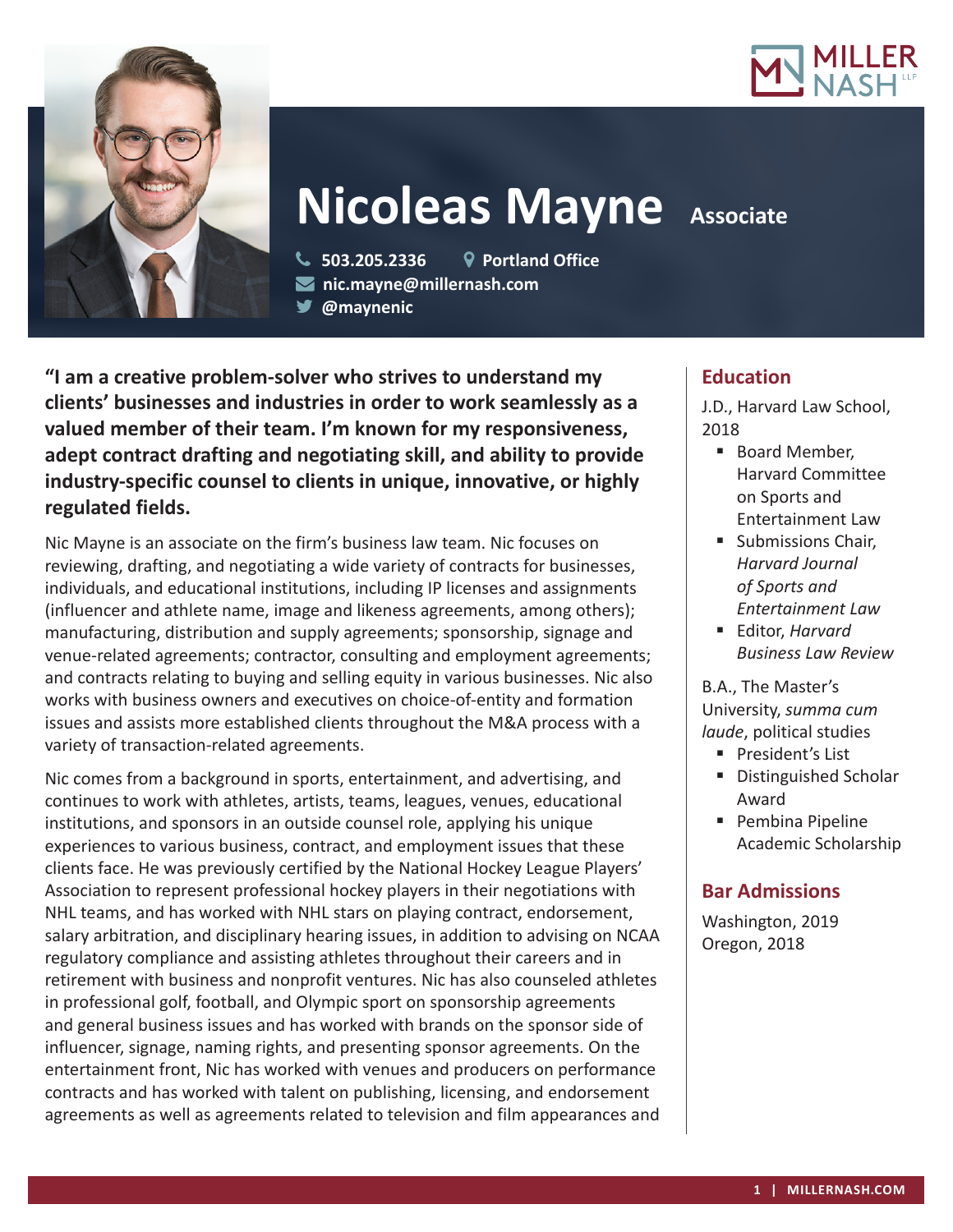# Nicoleas Mayne Associate

503.205.2336 | Portland Office
nic.mayne@millernash.com
@maynenic

**"I am a creative problem-solver who strives to understand my clients' businesses and industries in order to work seamlessly as a valued member of their team. I'm known for my responsiveness, adept contract drafting and negotiating skill, and ability to provide industry-specific counsel to clients in unique, innovative, or highly regulated fields.**

Nic Mayne is an associate on the firm's business law team. Nic focuses on reviewing, drafting, and negotiating a wide variety of contracts for businesses, individuals, and educational institutions, including IP licenses and assignments (influencer and athlete name, image and likeness agreements, among others); manufacturing, distribution and supply agreements; sponsorship, signage and venue-related agreements; contractor, consulting and employment agreements; and contracts relating to buying and selling equity in various businesses. Nic also works with business owners and executives on choice-of-entity and formation issues and assists more established clients throughout the M&A process with a variety of transaction-related agreements.

Nic comes from a background in sports, entertainment, and advertising, and continues to work with athletes, artists, teams, leagues, venues, educational institutions, and sponsors in an outside counsel role, applying his unique experiences to various business, contract, and employment issues that these clients face. He was previously certified by the National Hockey League Players' Association to represent professional hockey players in their negotiations with NHL teams, and has worked with NHL stars on playing contract, endorsement, salary arbitration, and disciplinary hearing issues, in addition to advising on NCAA regulatory compliance and assisting athletes throughout their careers and in retirement with business and nonprofit ventures. Nic has also counseled athletes in professional golf, football, and Olympic sport on sponsorship agreements and general business issues and has worked with brands on the sponsor side of influencer, signage, naming rights, and presenting sponsor agreements. On the entertainment front, Nic has worked with venues and producers on performance contracts and has worked with talent on publishing, licensing, and endorsement agreements as well as agreements related to television and film appearances and

## Education

J.D., Harvard Law School, 2018

- Board Member, Harvard Committee on Sports and Entertainment Law
- Submissions Chair, *Harvard Journal of Sports and Entertainment Law*
- Editor, *Harvard Business Law Review*

B.A., The Master's University, *summa cum laude*, political studies

- President's List
- Distinguished Scholar Award
- Pembina Pipeline Academic Scholarship

## Bar Admissions

Washington, 2019
Oregon, 2018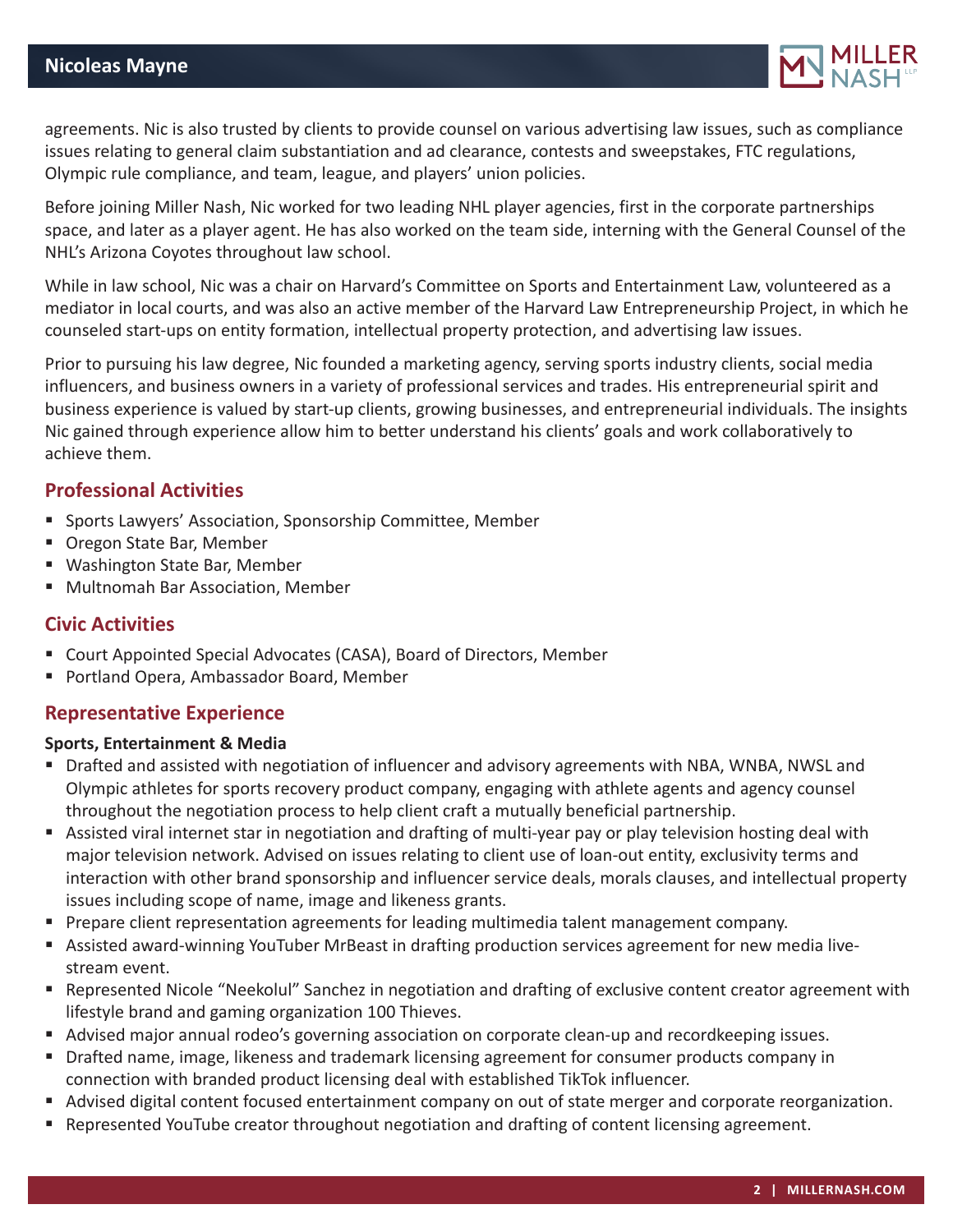agreements. Nic is also trusted by clients to provide counsel on various advertising law issues, such as compliance issues relating to general claim substantiation and ad clearance, contests and sweepstakes, FTC regulations, Olympic rule compliance, and team, league, and players' union policies.

Before joining Miller Nash, Nic worked for two leading NHL player agencies, first in the corporate partnerships space, and later as a player agent. He has also worked on the team side, interning with the General Counsel of the NHL's Arizona Coyotes throughout law school.

While in law school, Nic was a chair on Harvard's Committee on Sports and Entertainment Law, volunteered as a mediator in local courts, and was also an active member of the Harvard Law Entrepreneurship Project, in which he counseled start-ups on entity formation, intellectual property protection, and advertising law issues.

Prior to pursuing his law degree, Nic founded a marketing agency, serving sports industry clients, social media influencers, and business owners in a variety of professional services and trades. His entrepreneurial spirit and business experience is valued by start-up clients, growing businesses, and entrepreneurial individuals. The insights Nic gained through experience allow him to better understand his clients' goals and work collaboratively to achieve them.

## Professional Activities

- Sports Lawyers' Association, Sponsorship Committee, Member
- Oregon State Bar, Member
- Washington State Bar, Member
- Multnomah Bar Association, Member

## Civic Activities

- Court Appointed Special Advocates (CASA), Board of Directors, Member
- Portland Opera, Ambassador Board, Member

## Representative Experience

**Sports, Entertainment & Media**

- Drafted and assisted with negotiation of influencer and advisory agreements with NBA, WNBA, NWSL and Olympic athletes for sports recovery product company, engaging with athlete agents and agency counsel throughout the negotiation process to help client craft a mutually beneficial partnership.
- Assisted viral internet star in negotiation and drafting of multi-year pay or play television hosting deal with major television network. Advised on issues relating to client use of loan-out entity, exclusivity terms and interaction with other brand sponsorship and influencer service deals, morals clauses, and intellectual property issues including scope of name, image and likeness grants.
- Prepare client representation agreements for leading multimedia talent management company.
- Assisted award-winning YouTuber MrBeast in drafting production services agreement for new media live-stream event.
- Represented Nicole "Neekolul" Sanchez in negotiation and drafting of exclusive content creator agreement with lifestyle brand and gaming organization 100 Thieves.
- Advised major annual rodeo's governing association on corporate clean-up and recordkeeping issues.
- Drafted name, image, likeness and trademark licensing agreement for consumer products company in connection with branded product licensing deal with established TikTok influencer.
- Advised digital content focused entertainment company on out of state merger and corporate reorganization.
- Represented YouTube creator throughout negotiation and drafting of content licensing agreement.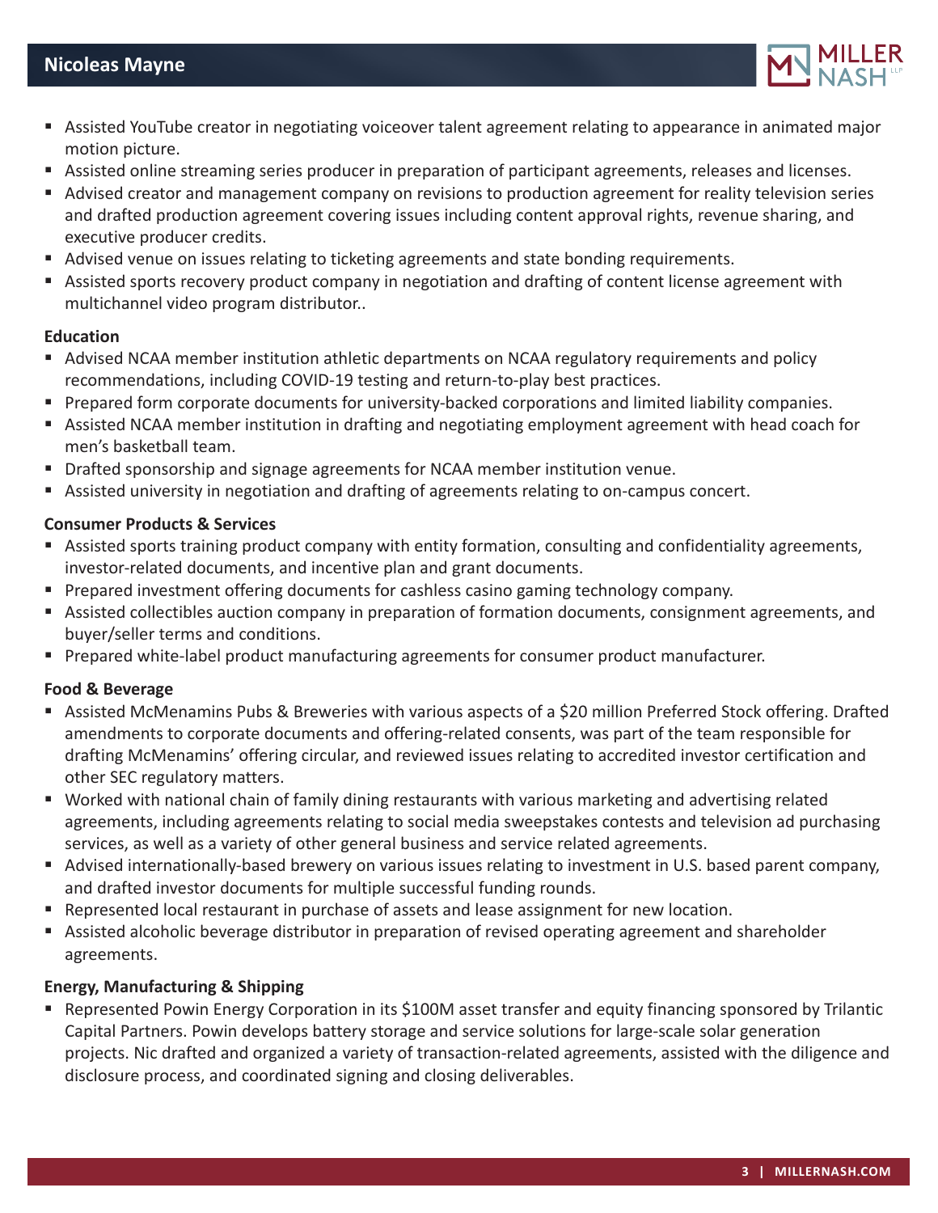- Assisted YouTube creator in negotiating voiceover talent agreement relating to appearance in animated major motion picture.
- Assisted online streaming series producer in preparation of participant agreements, releases and licenses.
- Advised creator and management company on revisions to production agreement for reality television series and drafted production agreement covering issues including content approval rights, revenue sharing, and executive producer credits.
- Advised venue on issues relating to ticketing agreements and state bonding requirements.
- Assisted sports recovery product company in negotiation and drafting of content license agreement with multichannel video program distributor..

**Education**

- Advised NCAA member institution athletic departments on NCAA regulatory requirements and policy recommendations, including COVID-19 testing and return-to-play best practices.
- Prepared form corporate documents for university-backed corporations and limited liability companies.
- Assisted NCAA member institution in drafting and negotiating employment agreement with head coach for men's basketball team.
- Drafted sponsorship and signage agreements for NCAA member institution venue.
- Assisted university in negotiation and drafting of agreements relating to on-campus concert.

**Consumer Products & Services**

- Assisted sports training product company with entity formation, consulting and confidentiality agreements, investor-related documents, and incentive plan and grant documents.
- Prepared investment offering documents for cashless casino gaming technology company.
- Assisted collectibles auction company in preparation of formation documents, consignment agreements, and buyer/seller terms and conditions.
- Prepared white-label product manufacturing agreements for consumer product manufacturer.

**Food & Beverage**

- Assisted McMenamins Pubs & Breweries with various aspects of a $20 million Preferred Stock offering. Drafted amendments to corporate documents and offering-related consents, was part of the team responsible for drafting McMenamins' offering circular, and reviewed issues relating to accredited investor certification and other SEC regulatory matters.
- Worked with national chain of family dining restaurants with various marketing and advertising related agreements, including agreements relating to social media sweepstakes contests and television ad purchasing services, as well as a variety of other general business and service related agreements.
- Advised internationally-based brewery on various issues relating to investment in U.S. based parent company, and drafted investor documents for multiple successful funding rounds.
- Represented local restaurant in purchase of assets and lease assignment for new location.
- Assisted alcoholic beverage distributor in preparation of revised operating agreement and shareholder agreements.

**Energy, Manufacturing & Shipping**

- Represented Powin Energy Corporation in its $100M asset transfer and equity financing sponsored by Trilantic Capital Partners. Powin develops battery storage and service solutions for large-scale solar generation projects. Nic drafted and organized a variety of transaction-related agreements, assisted with the diligence and disclosure process, and coordinated signing and closing deliverables.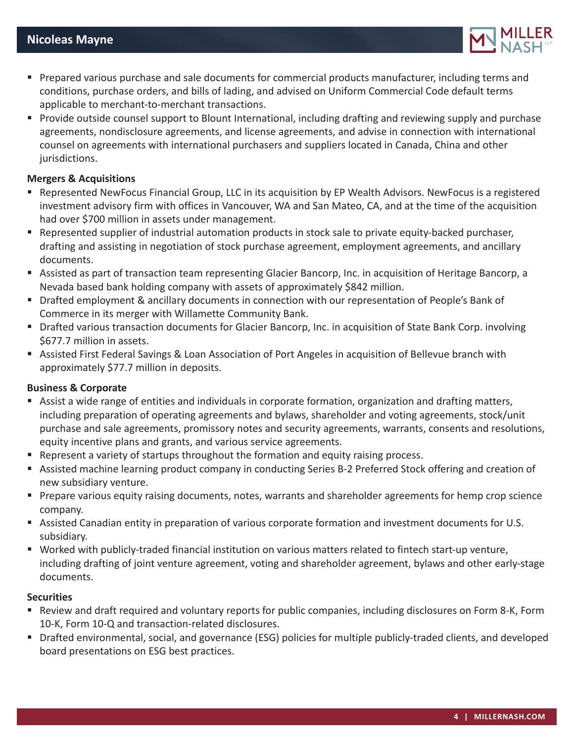- Prepared various purchase and sale documents for commercial products manufacturer, including terms and conditions, purchase orders, and bills of lading, and advised on Uniform Commercial Code default terms applicable to merchant-to-merchant transactions.
- Provide outside counsel support to Blount International, including drafting and reviewing supply and purchase agreements, nondisclosure agreements, and license agreements, and advise in connection with international counsel on agreements with international purchasers and suppliers located in Canada, China and other jurisdictions.

**Mergers & Acquisitions**

- Represented NewFocus Financial Group, LLC in its acquisition by EP Wealth Advisors. NewFocus is a registered investment advisory firm with offices in Vancouver, WA and San Mateo, CA, and at the time of the acquisition had over $700 million in assets under management.
- Represented supplier of industrial automation products in stock sale to private equity-backed purchaser, drafting and assisting in negotiation of stock purchase agreement, employment agreements, and ancillary documents.
- Assisted as part of transaction team representing Glacier Bancorp, Inc. in acquisition of Heritage Bancorp, a Nevada based bank holding company with assets of approximately $842 million.
- Drafted employment & ancillary documents in connection with our representation of People's Bank of Commerce in its merger with Willamette Community Bank.
- Drafted various transaction documents for Glacier Bancorp, Inc. in acquisition of State Bank Corp. involving $677.7 million in assets.
- Assisted First Federal Savings & Loan Association of Port Angeles in acquisition of Bellevue branch with approximately $77.7 million in deposits.

**Business & Corporate**

- Assist a wide range of entities and individuals in corporate formation, organization and drafting matters, including preparation of operating agreements and bylaws, shareholder and voting agreements, stock/unit purchase and sale agreements, promissory notes and security agreements, warrants, consents and resolutions, equity incentive plans and grants, and various service agreements.
- Represent a variety of startups throughout the formation and equity raising process.
- Assisted machine learning product company in conducting Series B-2 Preferred Stock offering and creation of new subsidiary venture.
- Prepare various equity raising documents, notes, warrants and shareholder agreements for hemp crop science company.
- Assisted Canadian entity in preparation of various corporate formation and investment documents for U.S. subsidiary.
- Worked with publicly-traded financial institution on various matters related to fintech start-up venture, including drafting of joint venture agreement, voting and shareholder agreement, bylaws and other early-stage documents.

**Securities**

- Review and draft required and voluntary reports for public companies, including disclosures on Form 8-K, Form 10-K, Form 10-Q and transaction-related disclosures.
- Drafted environmental, social, and governance (ESG) policies for multiple publicly-traded clients, and developed board presentations on ESG best practices.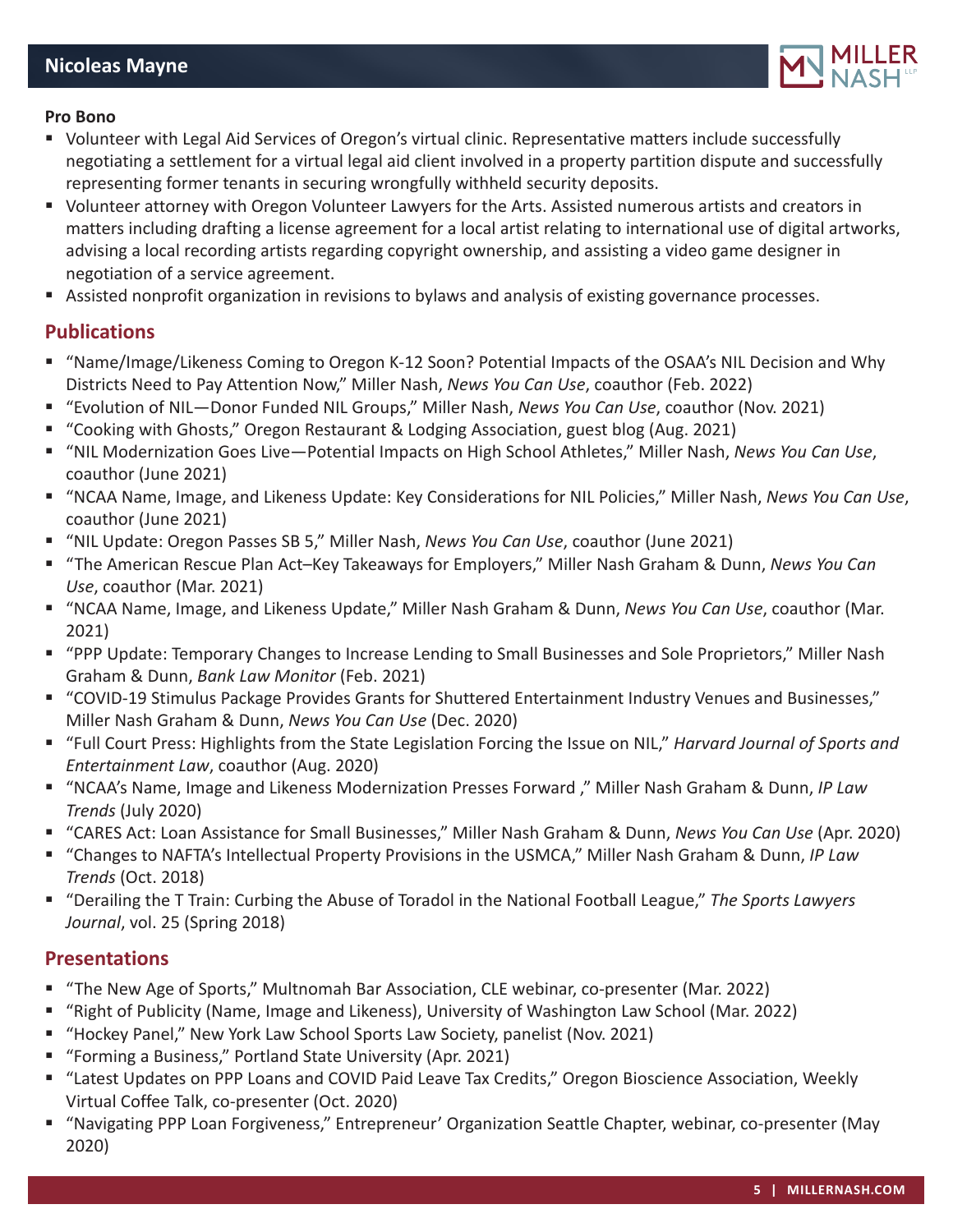**Pro Bono**

- Volunteer with Legal Aid Services of Oregon's virtual clinic. Representative matters include successfully negotiating a settlement for a virtual legal aid client involved in a property partition dispute and successfully representing former tenants in securing wrongfully withheld security deposits.
- Volunteer attorney with Oregon Volunteer Lawyers for the Arts. Assisted numerous artists and creators in matters including drafting a license agreement for a local artist relating to international use of digital artworks, advising a local recording artists regarding copyright ownership, and assisting a video game designer in negotiation of a service agreement.
- Assisted nonprofit organization in revisions to bylaws and analysis of existing governance processes.

## Publications

- "Name/Image/Likeness Coming to Oregon K-12 Soon? Potential Impacts of the OSAA's NIL Decision and Why Districts Need to Pay Attention Now," Miller Nash, *News You Can Use*, coauthor (Feb. 2022)
- "Evolution of NIL—Donor Funded NIL Groups," Miller Nash, *News You Can Use*, coauthor (Nov. 2021)
- "Cooking with Ghosts," Oregon Restaurant & Lodging Association, guest blog (Aug. 2021)
- "NIL Modernization Goes Live—Potential Impacts on High School Athletes," Miller Nash, *News You Can Use*, coauthor (June 2021)
- "NCAA Name, Image, and Likeness Update: Key Considerations for NIL Policies," Miller Nash, *News You Can Use*, coauthor (June 2021)
- "NIL Update: Oregon Passes SB 5," Miller Nash, *News You Can Use*, coauthor (June 2021)
- "The American Rescue Plan Act–Key Takeaways for Employers," Miller Nash Graham & Dunn, *News You Can Use*, coauthor (Mar. 2021)
- "NCAA Name, Image, and Likeness Update," Miller Nash Graham & Dunn, *News You Can Use*, coauthor (Mar. 2021)
- "PPP Update: Temporary Changes to Increase Lending to Small Businesses and Sole Proprietors," Miller Nash Graham & Dunn, *Bank Law Monitor* (Feb. 2021)
- "COVID-19 Stimulus Package Provides Grants for Shuttered Entertainment Industry Venues and Businesses," Miller Nash Graham & Dunn, *News You Can Use* (Dec. 2020)
- "Full Court Press: Highlights from the State Legislation Forcing the Issue on NIL," *Harvard Journal of Sports and Entertainment Law*, coauthor (Aug. 2020)
- "NCAA's Name, Image and Likeness Modernization Presses Forward ," Miller Nash Graham & Dunn, *IP Law Trends* (July 2020)
- "CARES Act: Loan Assistance for Small Businesses," Miller Nash Graham & Dunn, *News You Can Use* (Apr. 2020)
- "Changes to NAFTA's Intellectual Property Provisions in the USMCA," Miller Nash Graham & Dunn, *IP Law Trends* (Oct. 2018)
- "Derailing the T Train: Curbing the Abuse of Toradol in the National Football League," *The Sports Lawyers Journal*, vol. 25 (Spring 2018)

## Presentations

- "The New Age of Sports," Multnomah Bar Association, CLE webinar, co-presenter (Mar. 2022)
- "Right of Publicity (Name, Image and Likeness), University of Washington Law School (Mar. 2022)
- "Hockey Panel," New York Law School Sports Law Society, panelist (Nov. 2021)
- "Forming a Business," Portland State University (Apr. 2021)
- "Latest Updates on PPP Loans and COVID Paid Leave Tax Credits," Oregon Bioscience Association, Weekly Virtual Coffee Talk, co-presenter (Oct. 2020)
- "Navigating PPP Loan Forgiveness," Entrepreneur' Organization Seattle Chapter, webinar, co-presenter (May 2020)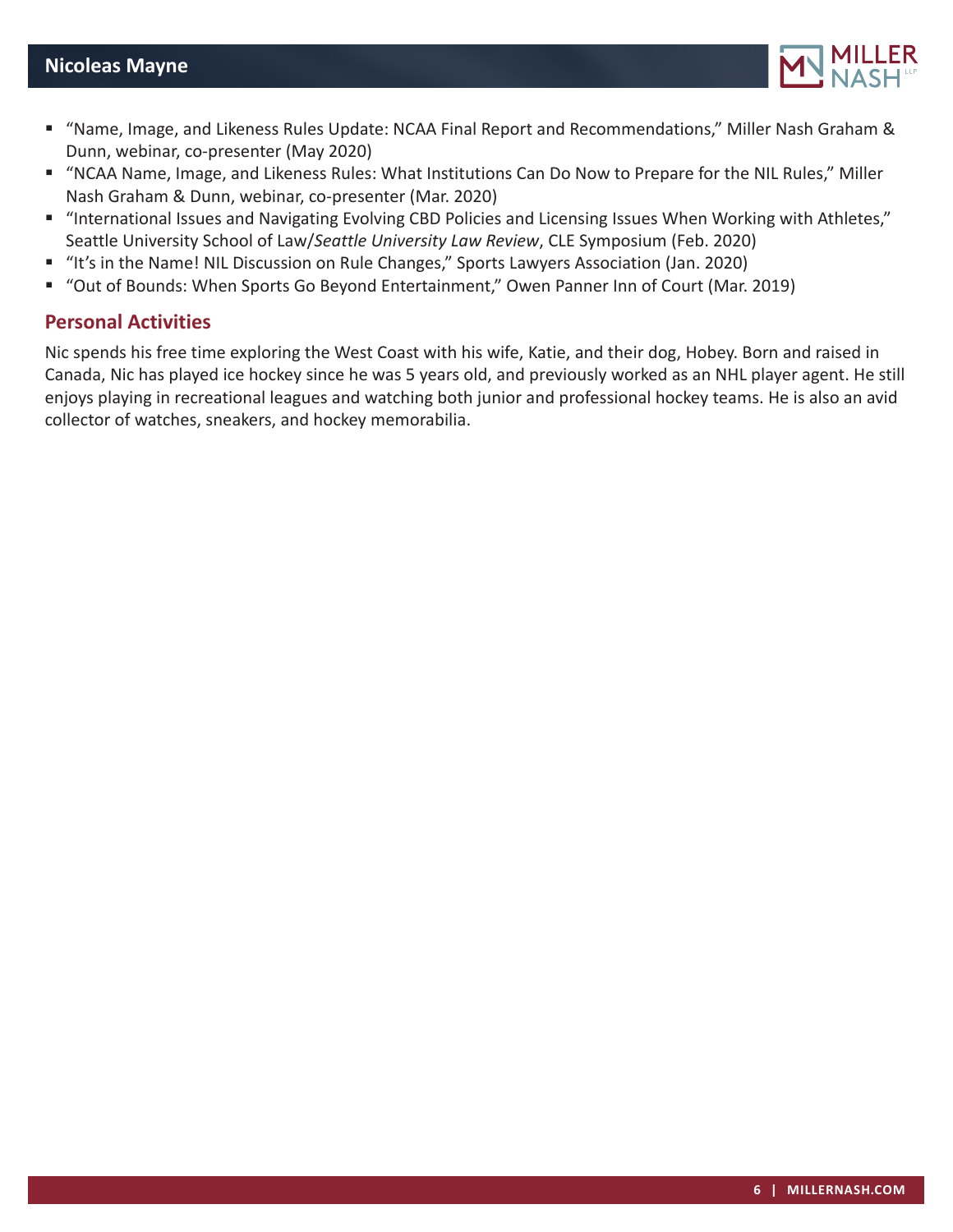- "Name, Image, and Likeness Rules Update: NCAA Final Report and Recommendations," Miller Nash Graham & Dunn, webinar, co-presenter (May 2020)
- "NCAA Name, Image, and Likeness Rules: What Institutions Can Do Now to Prepare for the NIL Rules," Miller Nash Graham & Dunn, webinar, co-presenter (Mar. 2020)
- "International Issues and Navigating Evolving CBD Policies and Licensing Issues When Working with Athletes," Seattle University School of Law/*Seattle University Law Review*, CLE Symposium (Feb. 2020)
- "It's in the Name! NIL Discussion on Rule Changes," Sports Lawyers Association (Jan. 2020)
- "Out of Bounds: When Sports Go Beyond Entertainment," Owen Panner Inn of Court (Mar. 2019)

## Personal Activities

Nic spends his free time exploring the West Coast with his wife, Katie, and their dog, Hobey. Born and raised in Canada, Nic has played ice hockey since he was 5 years old, and previously worked as an NHL player agent. He still enjoys playing in recreational leagues and watching both junior and professional hockey teams. He is also an avid collector of watches, sneakers, and hockey memorabilia.